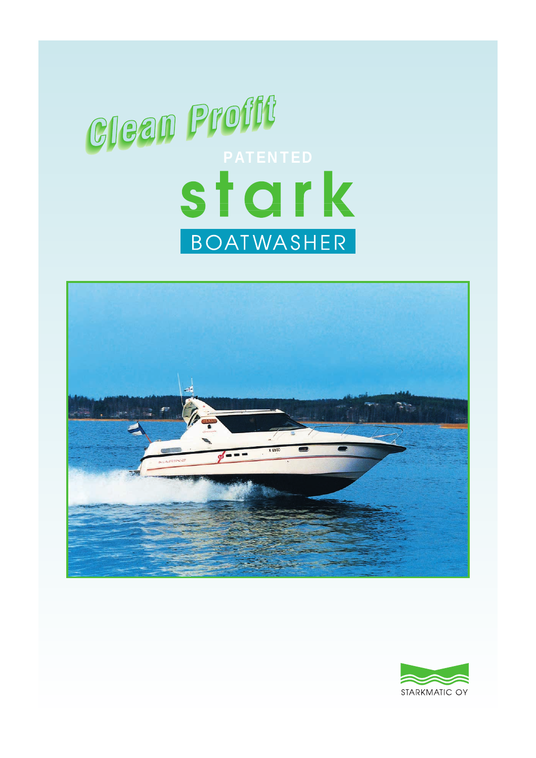# Clean Profit

PATENTED

# stark

## BOATWASHER

STARKMATIC OY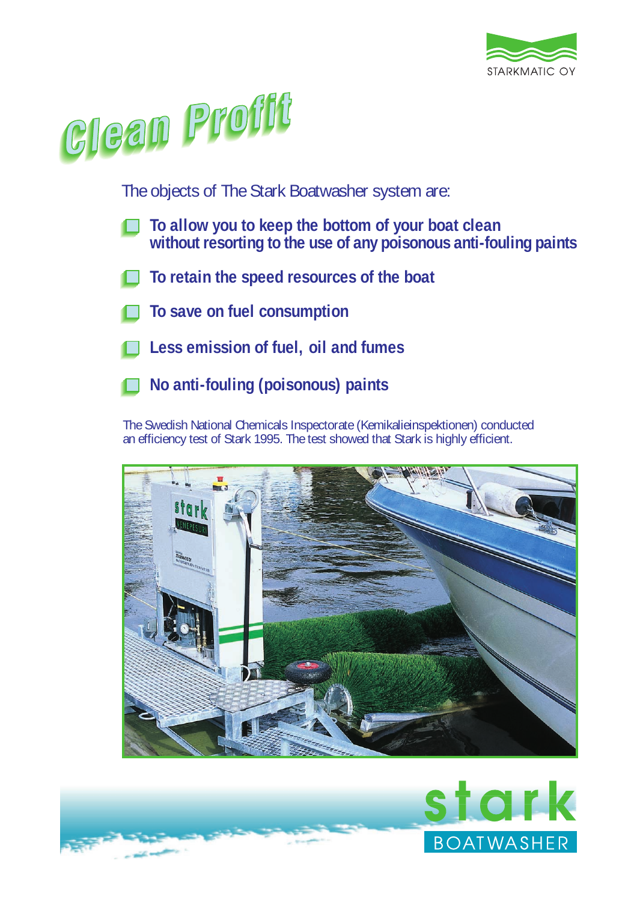# Clean Profit

The objects of The Stark Boatwasher system are:

- **To allow you to keep the bottom of your boat clean without resorting to the use of any poisonous anti-fouling paints**
- **To retain the speed resources of the boat**
- **To save on fuel consumption**
- **Less emission of fuel, oil and fumes**
- **No anti-fouling (poisonous) paints**

The Swedish National Chemicals Inspectorate (Kemikalieinspektionen) conducted an efficiency test of Stark 1995. The test showed that Stark is highly efficient.

stark BOATWASHER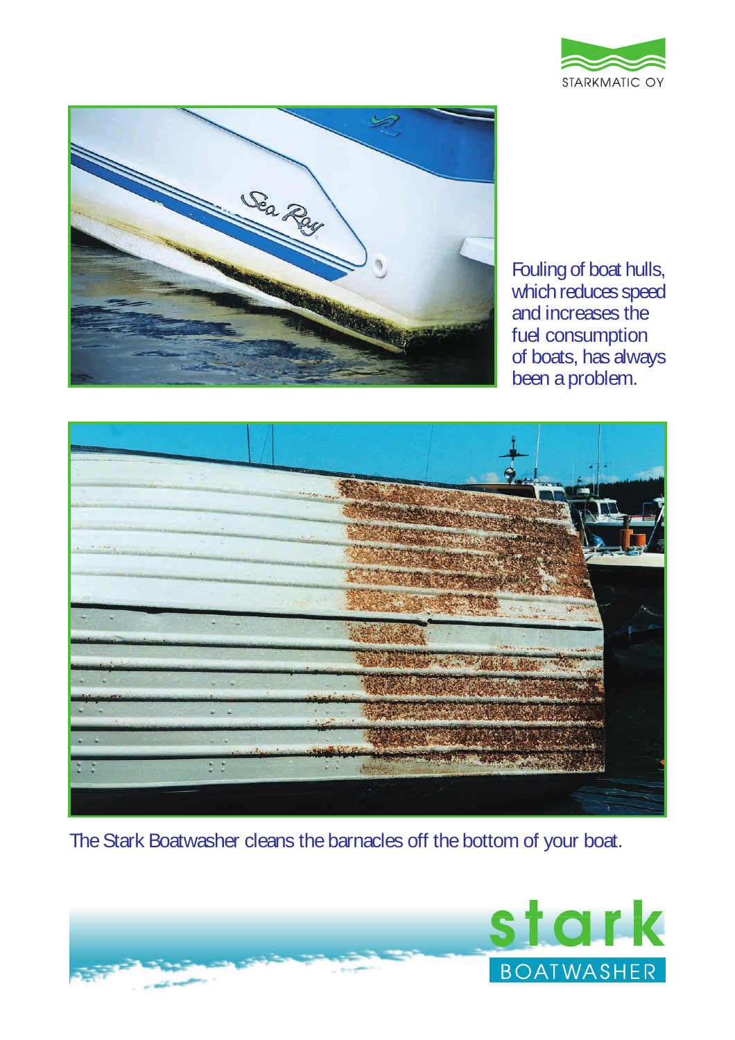STARKMATIC OY

Fouling of boat hulls, which reduces speed and increases the fuel consumption of boats, has always been a problem.

The Stark Boatwasher cleans the barnacles off the bottom of your boat.

stark

BOATWASHER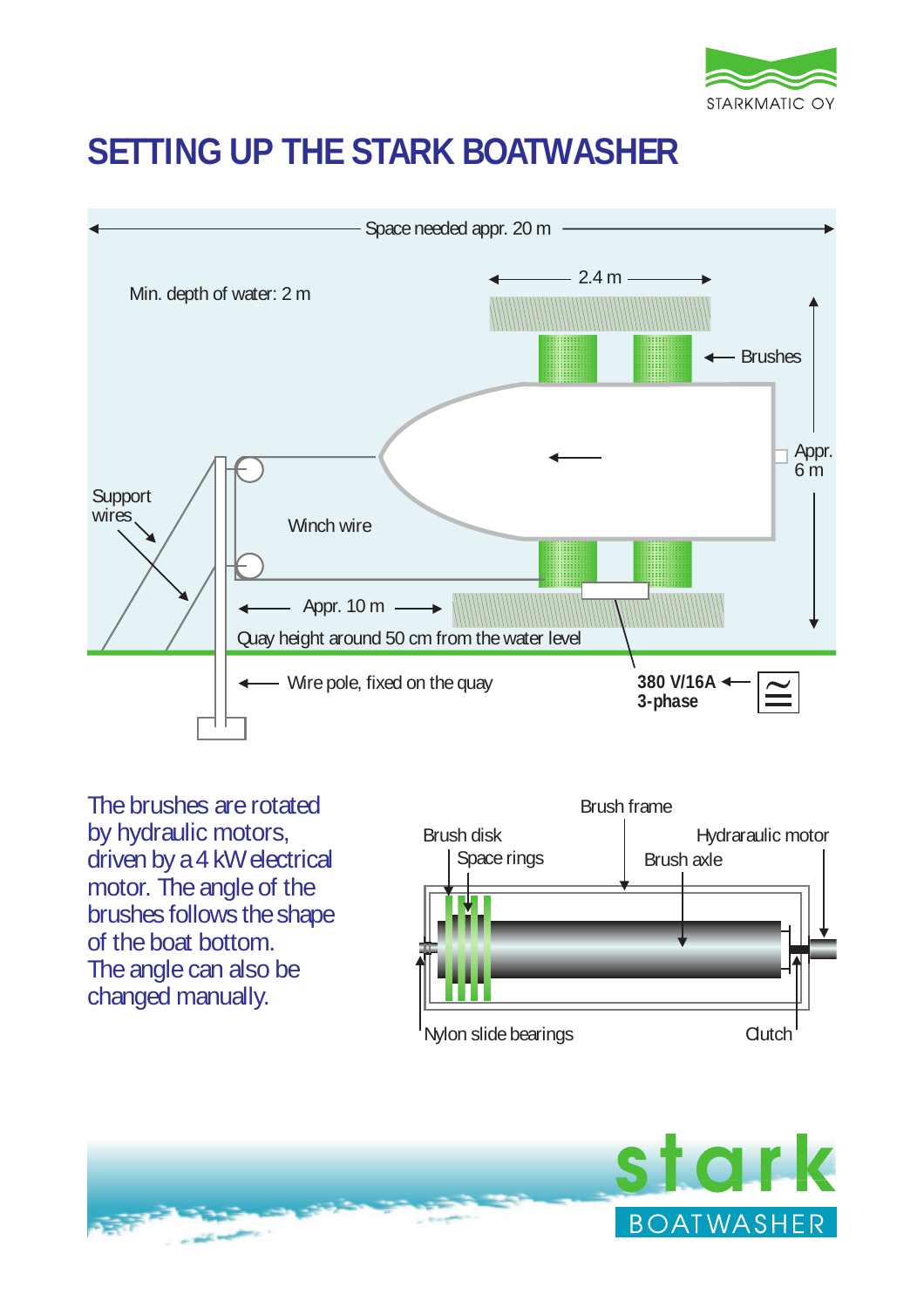STARKMATIC OY

# SETTING UP THE STARK BOATWASHER

Space needed appr. 20 m

2.4 m

Min. depth of water: 2 m

Brushes

Appr. 6 m

Support wires

Winch wire

Appr. 10 m

Quay height around 50 cm from the water level

Wire pole, fixed on the quay

380 V/16A 3-phase

The brushes are rotated by hydraulic motors, driven by a 4 kW electrical motor. The angle of the brushes follows the shape of the boat bottom. The angle can also be changed manually.

Brush frame

Brush disk

Space rings

Hydraraulic motor

Brush axle

Nylon slide bearings

Clutch

stark BOATWASHER